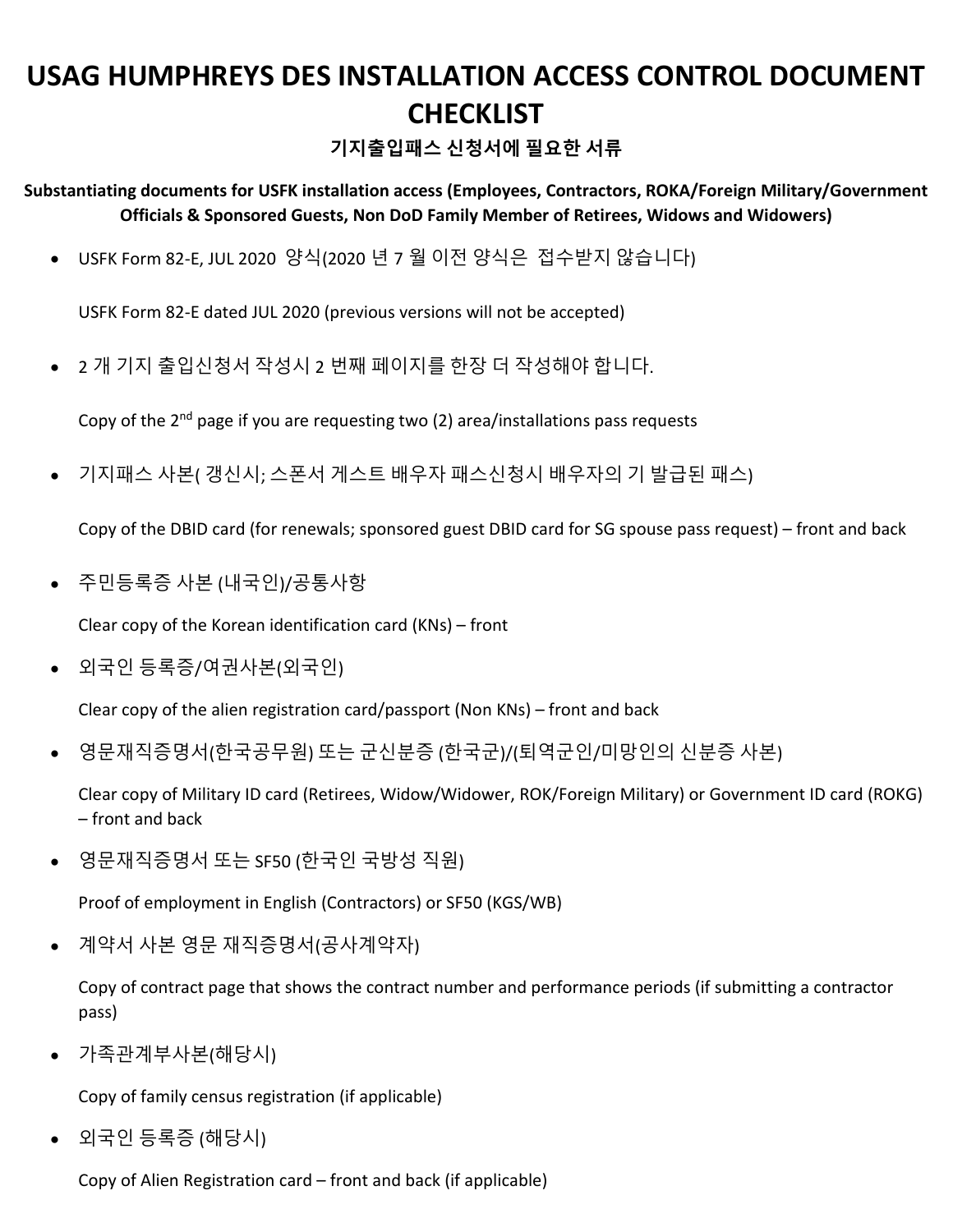# USAG HUMPHREYS DES INSTALLATION ACCESS CONTROL DOCUMENT CHECKLIST

### 기지출입패스 신청서에 필요한 서류

**Substantiating documents for USFK installation access (Employees, Contractors, ROKA/Foreign Military/Government Officials & Sponsored Guests, Non DoD Family Member of Retirees, Widows and Widowers)**

- USFK Form 82-E, JUL 2020 양식(2020 년 7 월 이전 양식은 접수받지 않습니다)

  USFK Form 82-E dated JUL 2020 (previous versions will not be accepted)

- 2 개 기지 출입신청서 작성시 2 번째 페이지를 한장 더 작성해야 합니다.

  Copy of the 2nd page if you are requesting two (2) area/installations pass requests

- 기지패스 사본( 갱신시; 스폰서 게스트 배우자 패스신청시 배우자의 기 발급된 패스)

  Copy of the DBID card (for renewals; sponsored guest DBID card for SG spouse pass request) – front and back

- 주민등록증 사본 (내국인)/공통사항

  Clear copy of the Korean identification card (KNs) – front

- 외국인 등록증/여권사본(외국인)

  Clear copy of the alien registration card/passport (Non KNs) – front and back

- 영문재직증명서(한국공무원) 또는 군신분증 (한국군)/(퇴역군인/미망인의 신분증 사본)

  Clear copy of Military ID card (Retirees, Widow/Widower, ROK/Foreign Military) or Government ID card (ROKG) – front and back

- 영문재직증명서 또는 SF50 (한국인 국방성 직원)

  Proof of employment in English (Contractors) or SF50 (KGS/WB)

- 계약서 사본 영문 재직증명서(공사계약자)

  Copy of contract page that shows the contract number and performance periods (if submitting a contractor pass)

- 가족관계부사본(해당시)

  Copy of family census registration (if applicable)

- 외국인 등록증 (해당시)

  Copy of Alien Registration card – front and back (if applicable)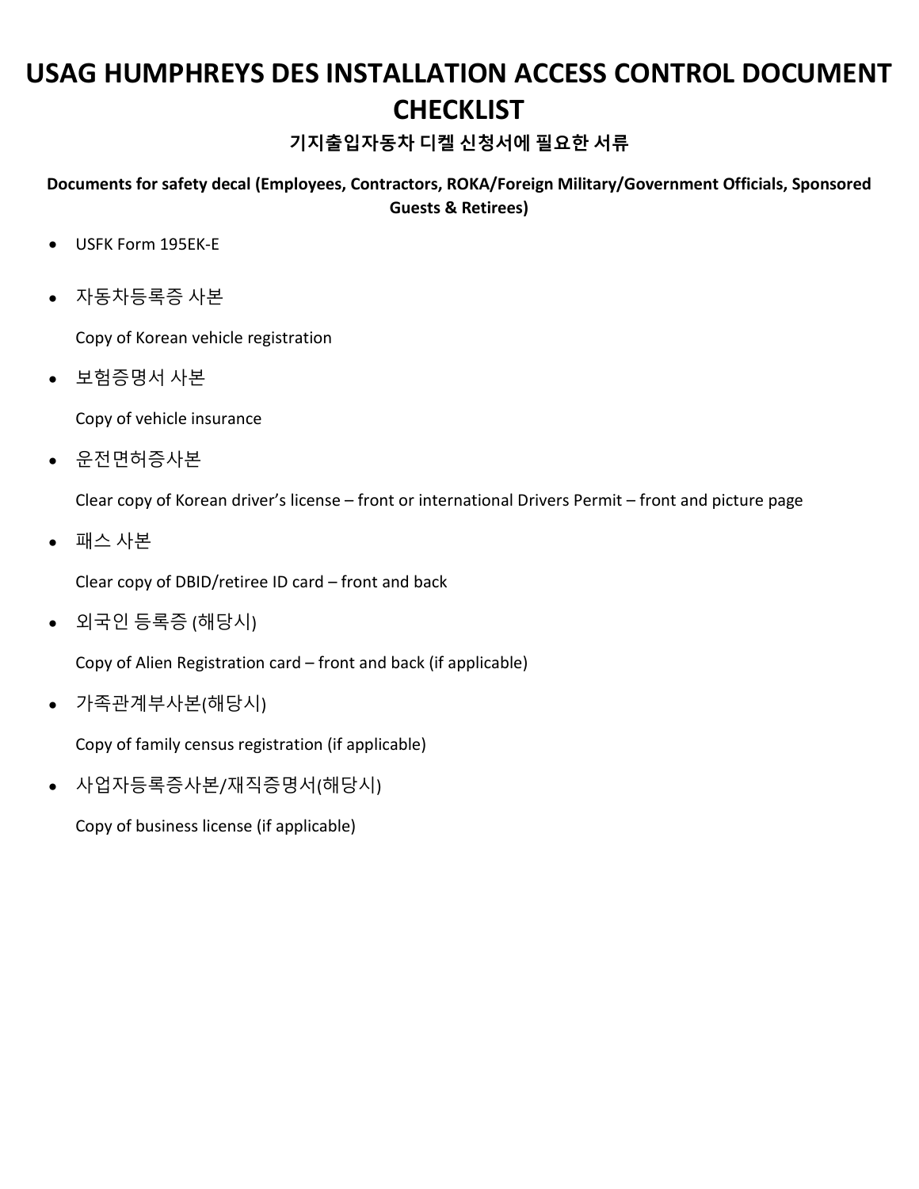# USAG HUMPHREYS DES INSTALLATION ACCESS CONTROL DOCUMENT CHECKLIST

### 기지출입자동차 디켈 신청서에 필요한 서류

**Documents for safety decal (Employees, Contractors, ROKA/Foreign Military/Government Officials, Sponsored Guests & Retirees)**

- USFK Form 195EK-E
- 자동차등록증 사본

  Copy of Korean vehicle registration
- 보험증명서 사본

  Copy of vehicle insurance
- 운전면허증사본

  Clear copy of Korean driver's license – front or international Drivers Permit – front and picture page
- 패스 사본

  Clear copy of DBID/retiree ID card – front and back
- 외국인 등록증 (해당시)

  Copy of Alien Registration card – front and back (if applicable)
- 가족관계부사본(해당시)

  Copy of family census registration (if applicable)
- 사업자등록증사본/재직증명서(해당시)

  Copy of business license (if applicable)